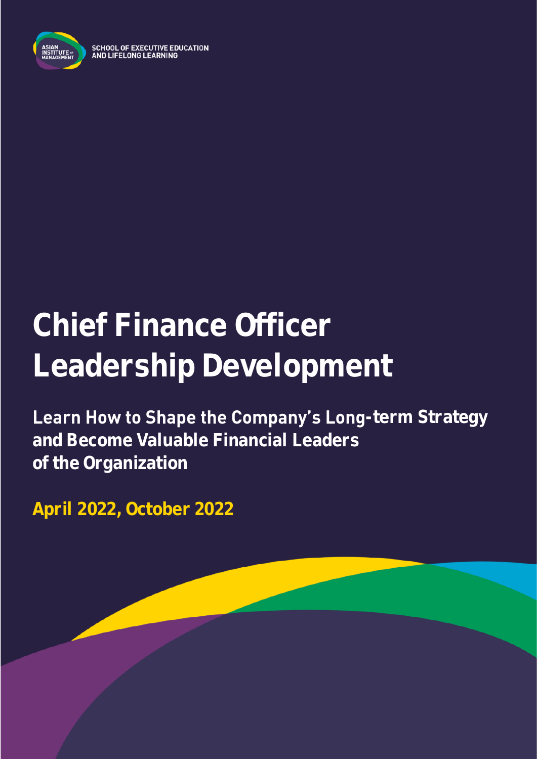SCHOOL OF EXECUTIVE EDUCATION AND LIFELONG LEARNING

# Chief Finance Officer Leadership Development

## Learn How to Shape the Company's Long-term Strategy and Become Valuable Financial Leaders of the Organization

**April 2022, October 2022**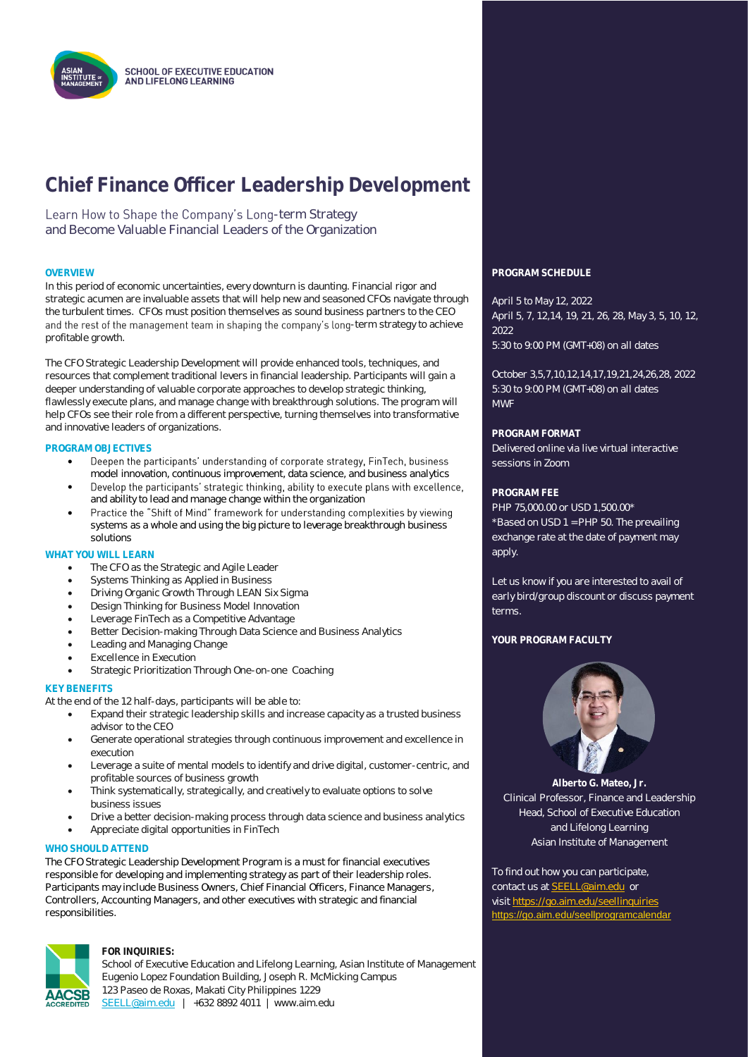SCHOOL OF EXECUTIVE EDUCATION
AND LIFELONG LEARNING

# Chief Finance Officer Leadership Development

Learn How to Shape the Company's Long-term Strategy
and Become Valuable Financial Leaders of the Organization

## OVERVIEW

In this period of economic uncertainties, every downturn is daunting. Financial rigor and strategic acumen are invaluable assets that will help new and seasoned CFOs navigate through the turbulent times. CFOs must position themselves as sound business partners to the CEO and the rest of the management team in shaping the company's long-term strategy to achieve profitable growth.

The CFO Strategic Leadership Development will provide enhanced tools, techniques, and resources that complement traditional levers in financial leadership. Participants will gain a deeper understanding of valuable corporate approaches to develop strategic thinking, flawlessly execute plans, and manage change with breakthrough solutions. The program will help CFOs see their role from a different perspective, turning themselves into transformative and innovative leaders of organizations.

## PROGRAM OBJECTIVES

- Deepen the participants' understanding of corporate strategy, FinTech, business model innovation, continuous improvement, data science, and business analytics
- Develop the participants' strategic thinking, ability to execute plans with excellence, and ability to lead and manage change within the organization
- Practice the "Shift of Mind" framework for understanding complexities by viewing systems as a whole and using the big picture to leverage breakthrough business solutions

## WHAT YOU WILL LEARN

- The CFO as the Strategic and Agile Leader
- Systems Thinking as Applied in Business
- Driving Organic Growth Through LEAN Six Sigma
- Design Thinking for Business Model Innovation
- Leverage FinTech as a Competitive Advantage
- Better Decision-making Through Data Science and Business Analytics
- Leading and Managing Change
- Excellence in Execution
- Strategic Prioritization Through One-on-one Coaching

## KEY BENEFITS

At the end of the 12 half-days, participants will be able to:

- Expand their strategic leadership skills and increase capacity as a trusted business advisor to the CEO
- Generate operational strategies through continuous improvement and excellence in execution
- Leverage a suite of mental models to identify and drive digital, customer-centric, and profitable sources of business growth
- Think systematically, strategically, and creatively to evaluate options to solve business issues
- Drive a better decision-making process through data science and business analytics
- Appreciate digital opportunities in FinTech

## WHO SHOULD ATTEND

The CFO Strategic Leadership Development Program is a must for financial executives responsible for developing and implementing strategy as part of their leadership roles. Participants may include Business Owners, Chief Financial Officers, Finance Managers, Controllers, Accounting Managers, and other executives with strategic and financial responsibilities.

**FOR INQUIRIES:**
School of Executive Education and Lifelong Learning, Asian Institute of Management
Eugenio Lopez Foundation Building, Joseph R. McMicking Campus
123 Paseo de Roxas, Makati City Philippines 1229
SEELL@aim.edu | +632 8892 4011 | www.aim.edu

## PROGRAM SCHEDULE

April 5 to May 12, 2022
April 5, 7, 12,14, 19, 21, 26, 28, May 3, 5, 10, 12, 2022
5:30 to 9:00 PM (GMT+08) on all dates

October 3,5,7,10,12,14,17,19,21,24,26,28, 2022
5:30 to 9:00 PM (GMT+08) on all dates
MWF

## PROGRAM FORMAT

Delivered online via live virtual interactive sessions in Zoom

## PROGRAM FEE

PHP 75,000.00 or USD 1,500.00*
*Based on USD 1 = PHP 50. The prevailing exchange rate at the date of payment may apply.

Let us know if you are interested to avail of early bird/group discount or discuss payment terms.

## YOUR PROGRAM FACULTY

**Alberto G. Mateo, Jr.**
Clinical Professor, Finance and Leadership
Head, School of Executive Education and Lifelong Learning
Asian Institute of Management

To find out how you can participate, contact us at SEELL@aim.edu or visit https://go.aim.edu/seellinquiries
https://go.aim.edu/seellprogramcalendar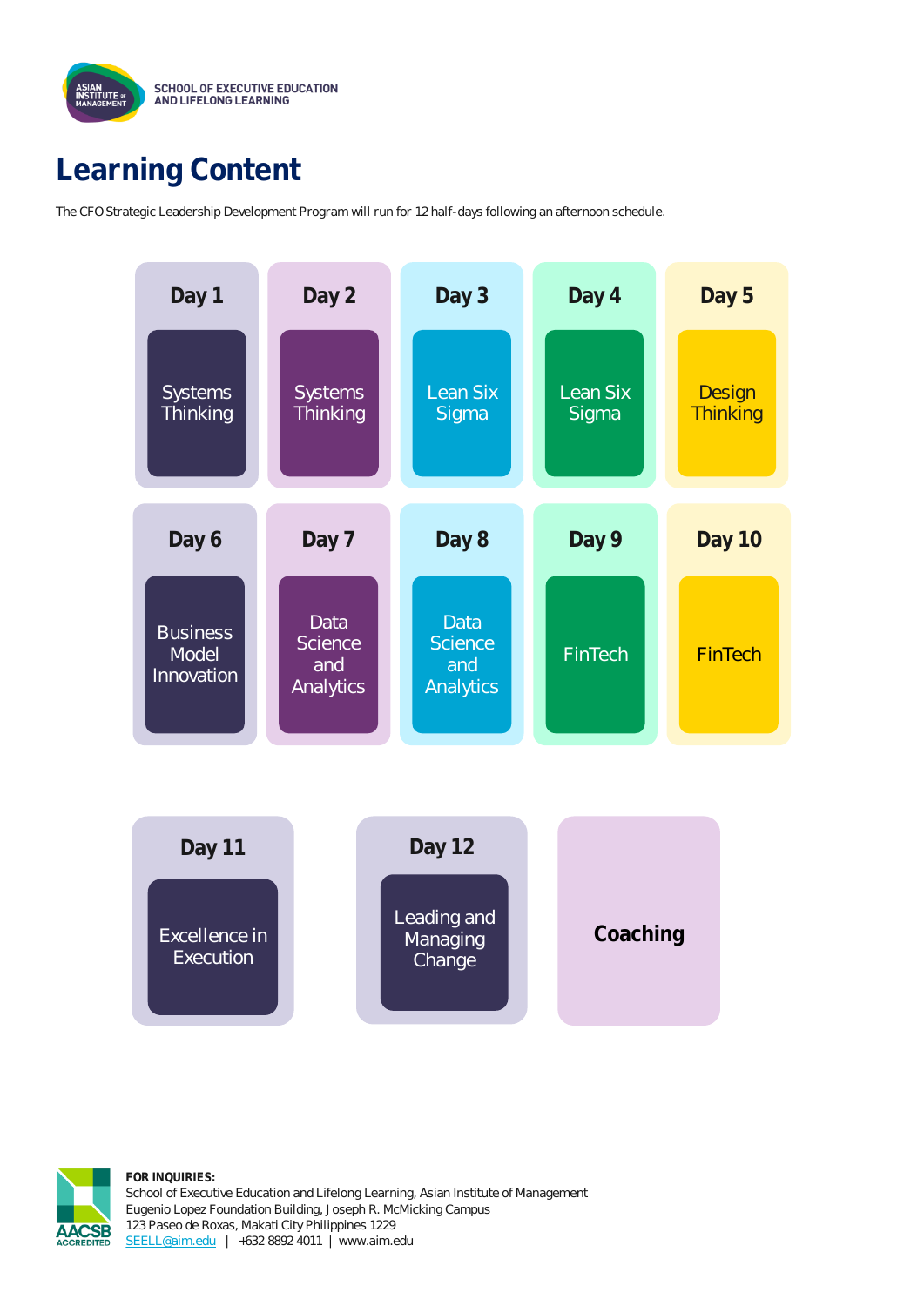SCHOOL OF EXECUTIVE EDUCATION AND LIFELONG LEARNING

# Learning Content

The CFO Strategic Leadership Development Program will run for 12 half-days following an afternoon schedule.

| Day | Topic |
|---|---|
| Day 1 | Systems Thinking |
| Day 2 | Systems Thinking |
| Day 3 | Lean Six Sigma |
| Day 4 | Lean Six Sigma |
| Day 5 | Design Thinking |
| Day 6 | Business Model Innovation |
| Day 7 | Data Science and Analytics |
| Day 8 | Data Science and Analytics |
| Day 9 | FinTech |
| Day 10 | FinTech |
| Day 11 | Excellence in Execution |
| Day 12 | Leading and Managing Change |

**Coaching**

**FOR INQUIRIES:**
School of Executive Education and Lifelong Learning, Asian Institute of Management
Eugenio Lopez Foundation Building, Joseph R. McMicking Campus
123 Paseo de Roxas, Makati City Philippines 1229
SEELL@aim.edu | +632 8892 4011 | www.aim.edu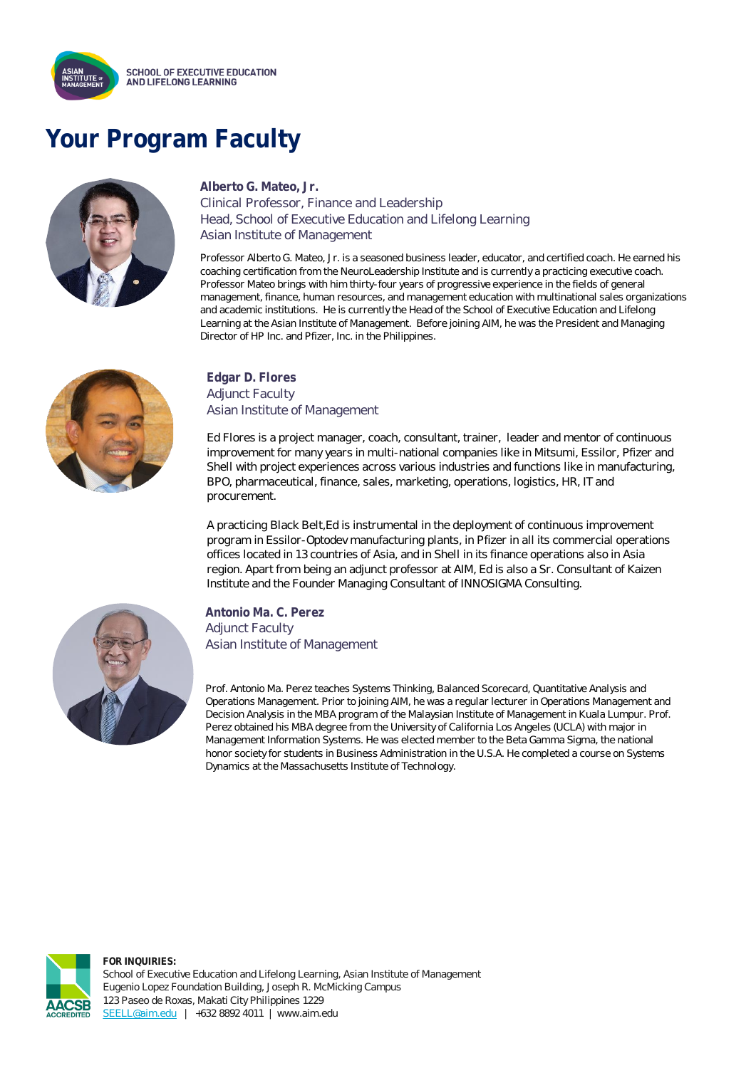# Your Program Faculty

**Alberto G. Mateo, Jr.**
Clinical Professor, Finance and Leadership
Head, School of Executive Education and Lifelong Learning
Asian Institute of Management

Professor Alberto G. Mateo, Jr. is a seasoned business leader, educator, and certified coach. He earned his coaching certification from the NeuroLeadership Institute and is currently a practicing executive coach. Professor Mateo brings with him thirty-four years of progressive experience in the fields of general management, finance, human resources, and management education with multinational sales organizations and academic institutions. He is currently the Head of the School of Executive Education and Lifelong Learning at the Asian Institute of Management. Before joining AIM, he was the President and Managing Director of HP Inc. and Pfizer, Inc. in the Philippines.

**Edgar D. Flores**
Adjunct Faculty
Asian Institute of Management

Ed Flores is a project manager, coach, consultant, trainer, leader and mentor of continuous improvement for many years in multi-national companies like in Mitsumi, Essilor, Pfizer and Shell with project experiences across various industries and functions like in manufacturing, BPO, pharmaceutical, finance, sales, marketing, operations, logistics, HR, IT and procurement.

A practicing Black Belt,Ed is instrumental in the deployment of continuous improvement program in Essilor-Optodev manufacturing plants, in Pfizer in all its commercial operations offices located in 13 countries of Asia, and in Shell in its finance operations also in Asia region. Apart from being an adjunct professor at AIM, Ed is also a Sr. Consultant of Kaizen Institute and the Founder Managing Consultant of INNOSIGMA Consulting.

**Antonio Ma. C. Perez**
Adjunct Faculty
Asian Institute of Management

Prof. Antonio Ma. Perez teaches Systems Thinking, Balanced Scorecard, Quantitative Analysis and Operations Management. Prior to joining AIM, he was a regular lecturer in Operations Management and Decision Analysis in the MBA program of the Malaysian Institute of Management in Kuala Lumpur. Prof. Perez obtained his MBA degree from the University of California Los Angeles (UCLA) with major in Management Information Systems. He was elected member to the Beta Gamma Sigma, the national honor society for students in Business Administration in the U.S.A. He completed a course on Systems Dynamics at the Massachusetts Institute of Technology.

**FOR INQUIRIES:**
School of Executive Education and Lifelong Learning, Asian Institute of Management
Eugenio Lopez Foundation Building, Joseph R. McMicking Campus
123 Paseo de Roxas, Makati City Philippines 1229
SEELL@aim.edu | +632 8892 4011 | www.aim.edu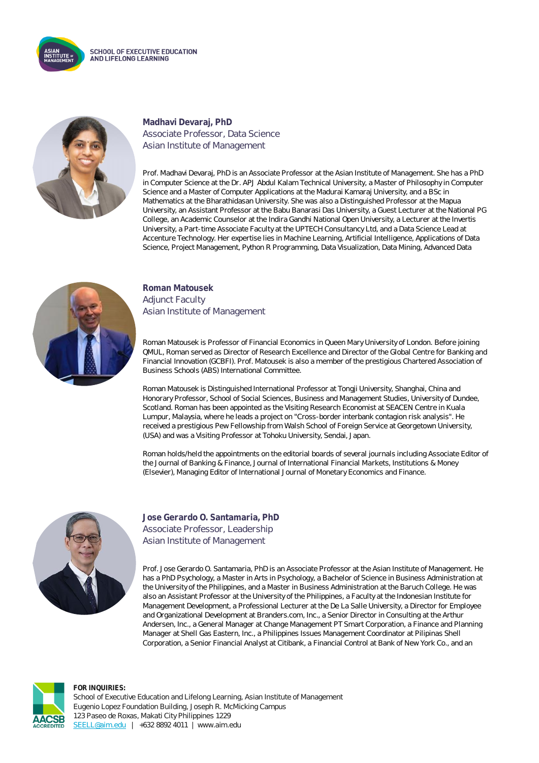**Madhavi Devaraj, PhD**
Associate Professor, Data Science
Asian Institute of Management

Prof. Madhavi Devaraj, PhD is an Associate Professor at the Asian Institute of Management. She has a PhD in Computer Science at the Dr. APJ Abdul Kalam Technical University, a Master of Philosophy in Computer Science and a Master of Computer Applications at the Madurai Kamaraj University, and a BSc in Mathematics at the Bharathidasan University. She was also a Distinguished Professor at the Mapua University, an Assistant Professor at the Babu Banarasi Das University, a Guest Lecturer at the National PG College, an Academic Counselor at the Indira Gandhi National Open University, a Lecturer at the Invertis University, a Part-time Associate Faculty at the UPTECH Consultancy Ltd, and a Data Science Lead at Accenture Technology. Her expertise lies in Machine Learning, Artificial Intelligence, Applications of Data Science, Project Management, Python R Programming, Data Visualization, Data Mining, Advanced Data

**Roman Matousek**
Adjunct Faculty
Asian Institute of Management

Roman Matousek is Professor of Financial Economics in Queen Mary University of London. Before joining QMUL, Roman served as Director of Research Excellence and Director of the Global Centre for Banking and Financial Innovation (GCBFI). Prof. Matousek is also a member of the prestigious Chartered Association of Business Schools (ABS) International Committee.

Roman Matousek is Distinguished International Professor at Tongji University, Shanghai, China and Honorary Professor, School of Social Sciences, Business and Management Studies, University of Dundee, Scotland. Roman has been appointed as the Visiting Research Economist at SEACEN Centre in Kuala Lumpur, Malaysia, where he leads a project on "Cross-border interbank contagion risk analysis". He received a prestigious Pew Fellowship from Walsh School of Foreign Service at Georgetown University, (USA) and was a Visiting Professor at Tohoku University, Sendai, Japan.

Roman holds/held the appointments on the editorial boards of several journals including Associate Editor of the Journal of Banking & Finance, Journal of International Financial Markets, Institutions & Money (Elsevier), Managing Editor of International Journal of Monetary Economics and Finance.

**Jose Gerardo O. Santamaria, PhD**
Associate Professor, Leadership
Asian Institute of Management

Prof. Jose Gerardo O. Santamaria, PhD is an Associate Professor at the Asian Institute of Management. He has a PhD Psychology, a Master in Arts in Psychology, a Bachelor of Science in Business Administration at the University of the Philippines, and a Master in Business Administration at the Baruch College. He was also an Assistant Professor at the University of the Philippines, a Faculty at the Indonesian Institute for Management Development, a Professional Lecturer at the De La Salle University, a Director for Employee and Organizational Development at Branders.com, Inc., a Senior Director in Consulting at the Arthur Andersen, Inc., a General Manager at Change Management PT Smart Corporation, a Finance and Planning Manager at Shell Gas Eastern, Inc., a Philippines Issues Management Coordinator at Pilipinas Shell Corporation, a Senior Financial Analyst at Citibank, a Financial Control at Bank of New York Co., and an

**FOR INQUIRIES:**
School of Executive Education and Lifelong Learning, Asian Institute of Management
Eugenio Lopez Foundation Building, Joseph R. McMicking Campus
123 Paseo de Roxas, Makati City Philippines 1229
SEELL@aim.edu | +632 8892 4011 | www.aim.edu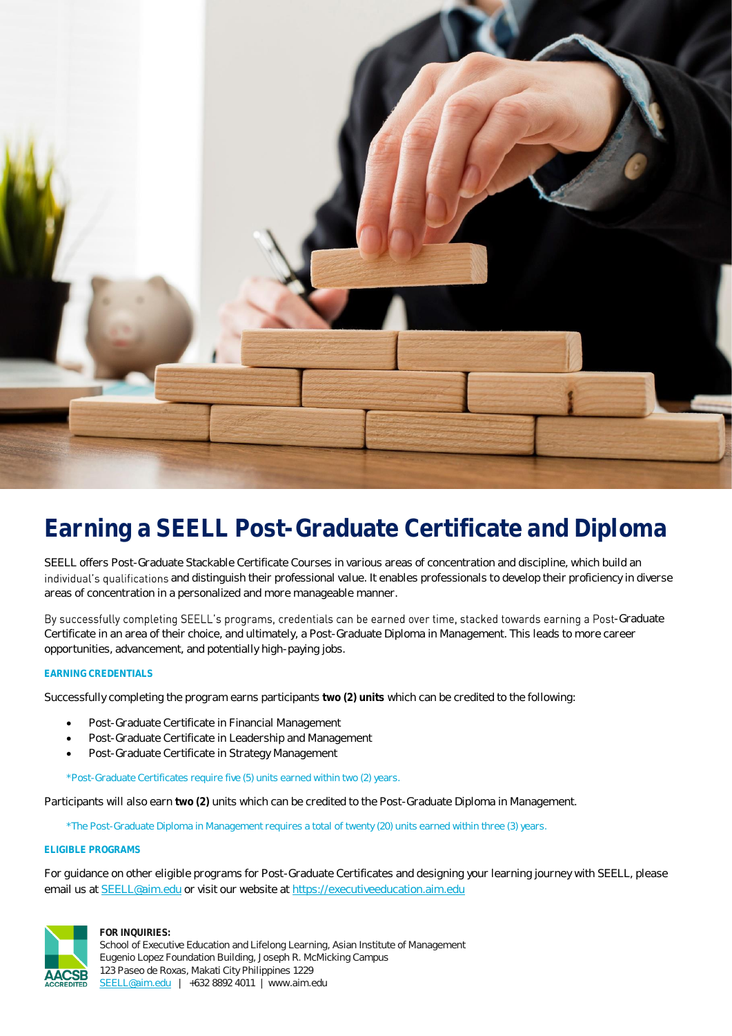# Earning a SEELL Post-Graduate Certificate and Diploma

SEELL offers Post-Graduate Stackable Certificate Courses in various areas of concentration and discipline, which build an individual's qualifications and distinguish their professional value. It enables professionals to develop their proficiency in diverse areas of concentration in a personalized and more manageable manner.

By successfully completing SEELL's programs, credentials can be earned over time, stacked towards earning a Post-Graduate Certificate in an area of their choice, and ultimately, a Post-Graduate Diploma in Management. This leads to more career opportunities, advancement, and potentially high-paying jobs.

#### EARNING CREDENTIALS

Successfully completing the program earns participants **two (2) units** which can be credited to the following:

- Post-Graduate Certificate in Financial Management
- Post-Graduate Certificate in Leadership and Management
- Post-Graduate Certificate in Strategy Management

*Post-Graduate Certificates require five (5) units earned within two (2) years.

Participants will also earn **two (2)** units which can be credited to the Post-Graduate Diploma in Management.

*The Post-Graduate Diploma in Management requires a total of twenty (20) units earned within three (3) years.

#### ELIGIBLE PROGRAMS

For guidance on other eligible programs for Post-Graduate Certificates and designing your learning journey with SEELL, please email us at SEELL@aim.edu or visit our website at https://executiveeducation.aim.edu

AACSB ACCREDITED

**FOR INQUIRIES:**
School of Executive Education and Lifelong Learning, Asian Institute of Management
Eugenio Lopez Foundation Building, Joseph R. McMicking Campus
123 Paseo de Roxas, Makati City Philippines 1229
SEELL@aim.edu | +632 8892 4011 | www.aim.edu